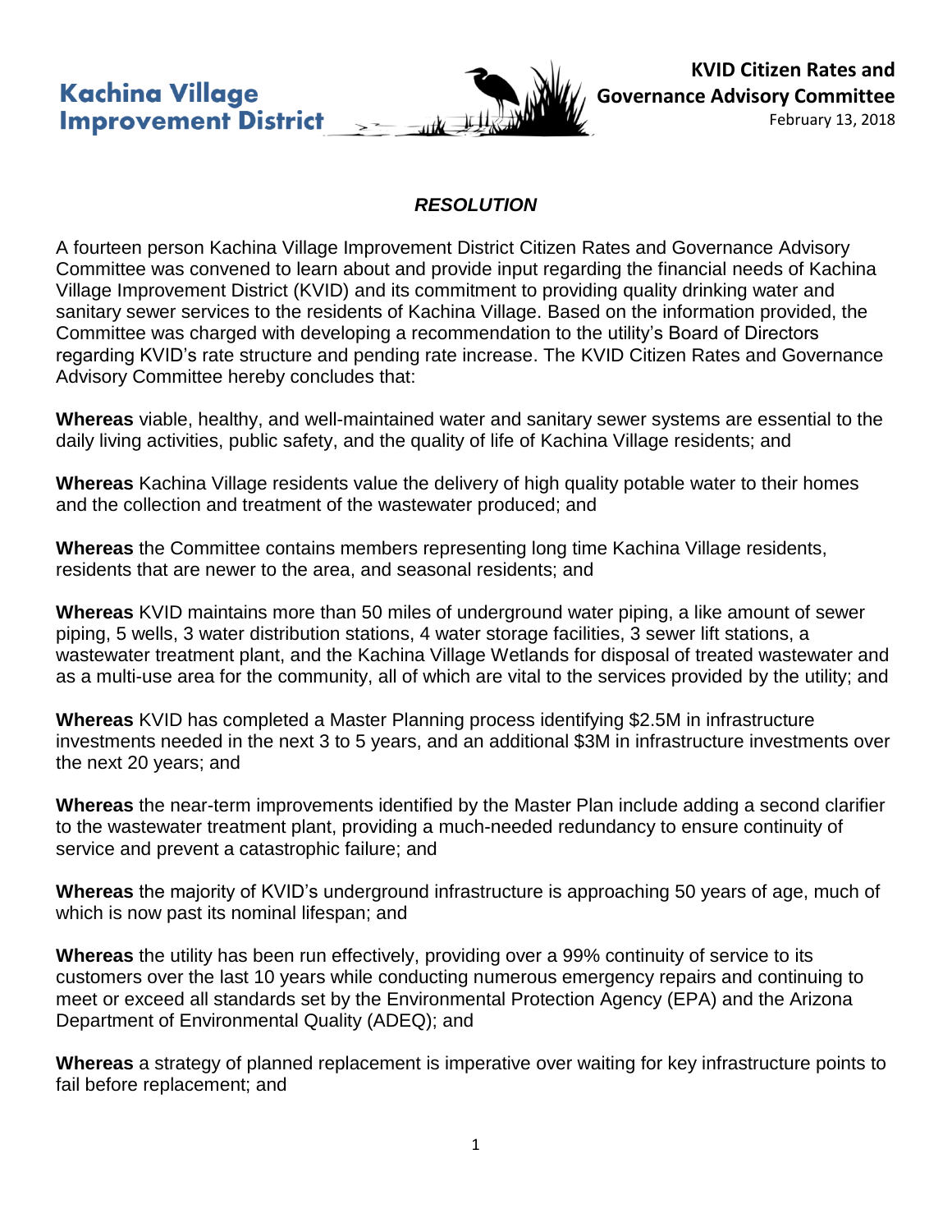**Kachina Village Improvement District**

**KVID Citizen Rates and Governance Advisory Committee**
February 13, 2018

## *RESOLUTION*

A fourteen person Kachina Village Improvement District Citizen Rates and Governance Advisory Committee was convened to learn about and provide input regarding the financial needs of Kachina Village Improvement District (KVID) and its commitment to providing quality drinking water and sanitary sewer services to the residents of Kachina Village. Based on the information provided, the Committee was charged with developing a recommendation to the utility's Board of Directors regarding KVID's rate structure and pending rate increase. The KVID Citizen Rates and Governance Advisory Committee hereby concludes that:

**Whereas** viable, healthy, and well-maintained water and sanitary sewer systems are essential to the daily living activities, public safety, and the quality of life of Kachina Village residents; and

**Whereas** Kachina Village residents value the delivery of high quality potable water to their homes and the collection and treatment of the wastewater produced; and

**Whereas** the Committee contains members representing long time Kachina Village residents, residents that are newer to the area, and seasonal residents; and

**Whereas** KVID maintains more than 50 miles of underground water piping, a like amount of sewer piping, 5 wells, 3 water distribution stations, 4 water storage facilities, 3 sewer lift stations, a wastewater treatment plant, and the Kachina Village Wetlands for disposal of treated wastewater and as a multi-use area for the community, all of which are vital to the services provided by the utility; and

**Whereas** KVID has completed a Master Planning process identifying $2.5M in infrastructure investments needed in the next 3 to 5 years, and an additional $3M in infrastructure investments over the next 20 years; and

**Whereas** the near-term improvements identified by the Master Plan include adding a second clarifier to the wastewater treatment plant, providing a much-needed redundancy to ensure continuity of service and prevent a catastrophic failure; and

**Whereas** the majority of KVID's underground infrastructure is approaching 50 years of age, much of which is now past its nominal lifespan; and

**Whereas** the utility has been run effectively, providing over a 99% continuity of service to its customers over the last 10 years while conducting numerous emergency repairs and continuing to meet or exceed all standards set by the Environmental Protection Agency (EPA) and the Arizona Department of Environmental Quality (ADEQ); and

**Whereas** a strategy of planned replacement is imperative over waiting for key infrastructure points to fail before replacement; and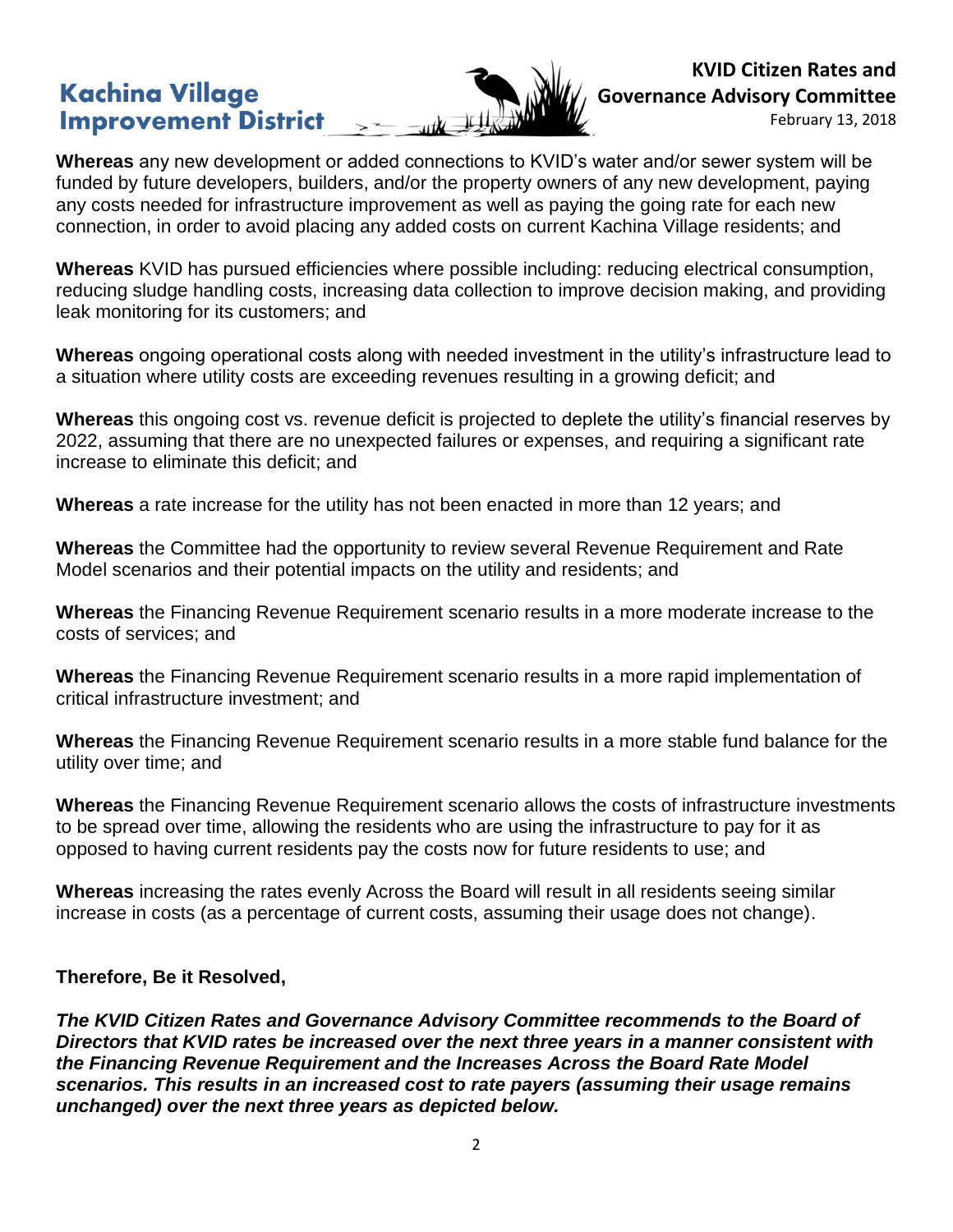**Whereas** any new development or added connections to KVID's water and/or sewer system will be funded by future developers, builders, and/or the property owners of any new development, paying any costs needed for infrastructure improvement as well as paying the going rate for each new connection, in order to avoid placing any added costs on current Kachina Village residents; and

**Whereas** KVID has pursued efficiencies where possible including: reducing electrical consumption, reducing sludge handling costs, increasing data collection to improve decision making, and providing leak monitoring for its customers; and

**Whereas** ongoing operational costs along with needed investment in the utility's infrastructure lead to a situation where utility costs are exceeding revenues resulting in a growing deficit; and

**Whereas** this ongoing cost vs. revenue deficit is projected to deplete the utility's financial reserves by 2022, assuming that there are no unexpected failures or expenses, and requiring a significant rate increase to eliminate this deficit; and

**Whereas** a rate increase for the utility has not been enacted in more than 12 years; and

**Whereas** the Committee had the opportunity to review several Revenue Requirement and Rate Model scenarios and their potential impacts on the utility and residents; and

**Whereas** the Financing Revenue Requirement scenario results in a more moderate increase to the costs of services; and

**Whereas** the Financing Revenue Requirement scenario results in a more rapid implementation of critical infrastructure investment; and

**Whereas** the Financing Revenue Requirement scenario results in a more stable fund balance for the utility over time; and

**Whereas** the Financing Revenue Requirement scenario allows the costs of infrastructure investments to be spread over time, allowing the residents who are using the infrastructure to pay for it as opposed to having current residents pay the costs now for future residents to use; and

**Whereas** increasing the rates evenly Across the Board will result in all residents seeing similar increase in costs (as a percentage of current costs, assuming their usage does not change).

**Therefore, Be it Resolved,**

***The KVID Citizen Rates and Governance Advisory Committee recommends to the Board of Directors that KVID rates be increased over the next three years in a manner consistent with the Financing Revenue Requirement and the Increases Across the Board Rate Model scenarios. This results in an increased cost to rate payers (assuming their usage remains unchanged) over the next three years as depicted below.***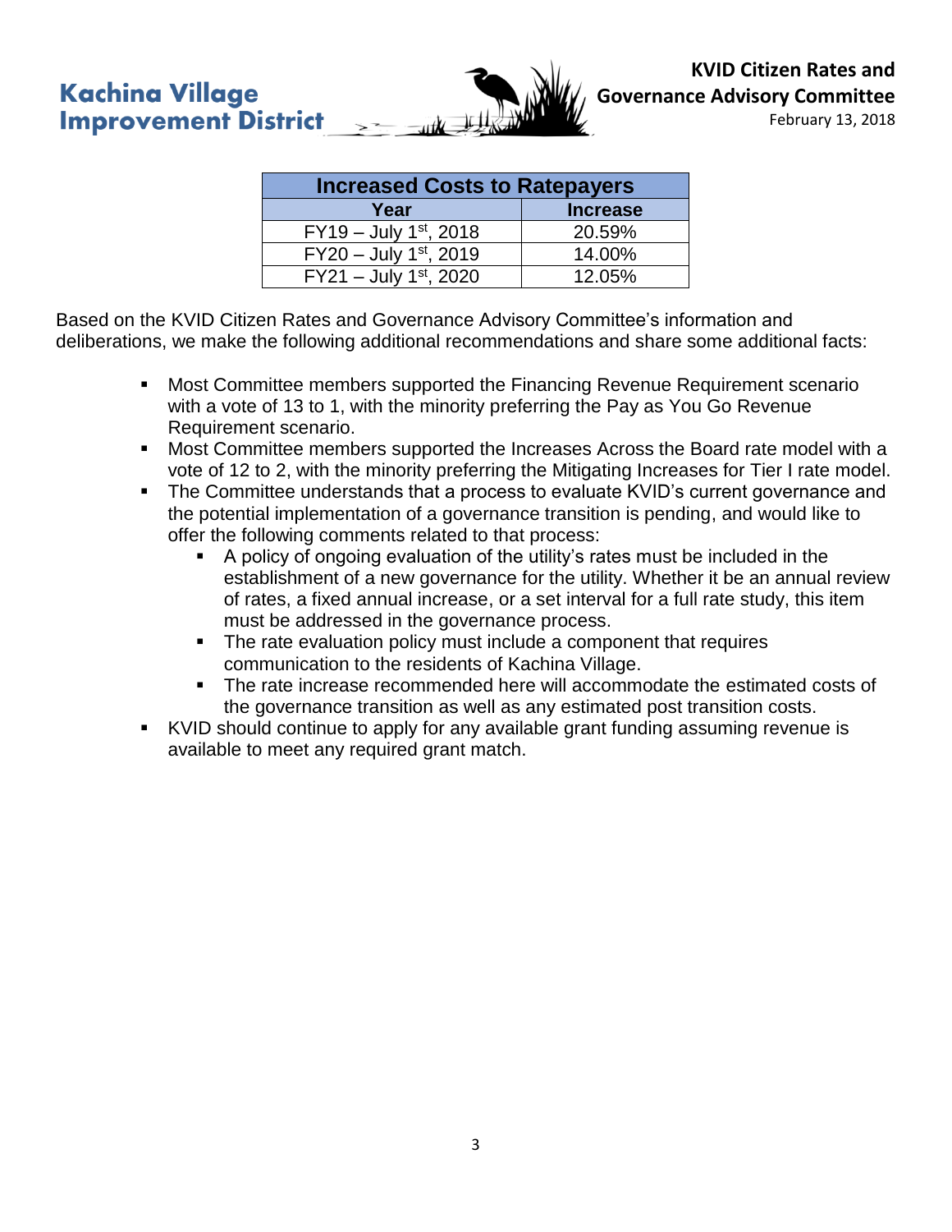| Increased Costs to Ratepayers | |
|---|---|
| **Year** | **Increase** |
| FY19 – July 1st, 2018 | 20.59% |
| FY20 – July 1st, 2019 | 14.00% |
| FY21 – July 1st, 2020 | 12.05% |

Based on the KVID Citizen Rates and Governance Advisory Committee's information and deliberations, we make the following additional recommendations and share some additional facts:

- Most Committee members supported the Financing Revenue Requirement scenario with a vote of 13 to 1, with the minority preferring the Pay as You Go Revenue Requirement scenario.
- Most Committee members supported the Increases Across the Board rate model with a vote of 12 to 2, with the minority preferring the Mitigating Increases for Tier I rate model.
- The Committee understands that a process to evaluate KVID's current governance and the potential implementation of a governance transition is pending, and would like to offer the following comments related to that process:
  - A policy of ongoing evaluation of the utility's rates must be included in the establishment of a new governance for the utility. Whether it be an annual review of rates, a fixed annual increase, or a set interval for a full rate study, this item must be addressed in the governance process.
  - The rate evaluation policy must include a component that requires communication to the residents of Kachina Village.
  - The rate increase recommended here will accommodate the estimated costs of the governance transition as well as any estimated post transition costs.
- KVID should continue to apply for any available grant funding assuming revenue is available to meet any required grant match.